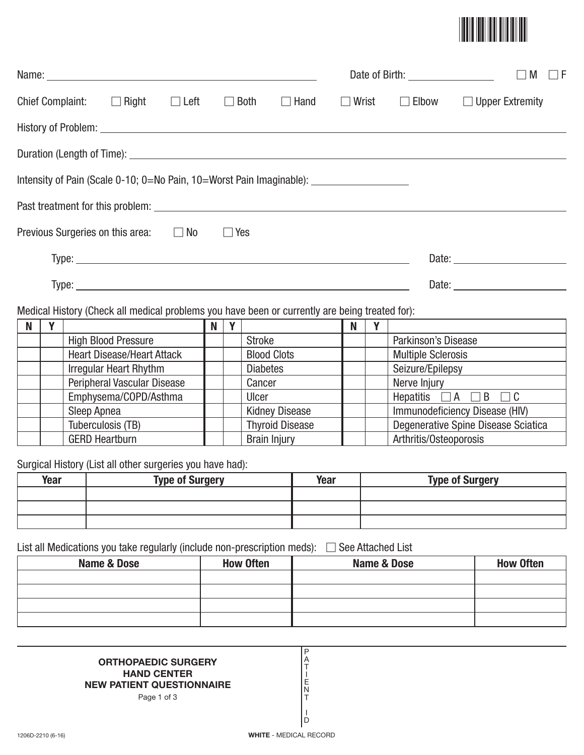Name: ______________________________ Date of Birth: ______________ ☐ M ☐ F

Chief Complaint: ☐ Right ☐ Left ☐ Both ☐ Hand ☐ Wrist ☐ Elbow ☐ Upper Extremity

History of Problem: ______________________________

Duration (Length of Time): ______________________________

Intensity of Pain (Scale 0-10; 0=No Pain, 10=Worst Pain Imaginable): ______________

Past treatment for this problem: ______________________________

Previous Surgeries on this area: ☐ No ☐ Yes

Type: ______________________________ Date: ______________

Type: ______________________________ Date: ______________

Medical History (Check all medical problems you have been or currently are being treated for):

| N | Y | | N | Y | | N | Y | |
|---|---|---|---|---|---|---|---|---|
| | | High Blood Pressure | | | Stroke | | | Parkinson's Disease |
| | | Heart Disease/Heart Attack | | | Blood Clots | | | Multiple Sclerosis |
| | | Irregular Heart Rhythm | | | Diabetes | | | Seizure/Epilepsy |
| | | Peripheral Vascular Disease | | | Cancer | | | Nerve Injury |
| | | Emphysema/COPD/Asthma | | | Ulcer | | | Hepatitis ☐ A ☐ B ☐ C |
| | | Sleep Apnea | | | Kidney Disease | | | Immunodeficiency Disease (HIV) |
| | | Tuberculosis (TB) | | | Thyroid Disease | | | Degenerative Spine Disease Sciatica |
| | | GERD Heartburn | | | Brain Injury | | | Arthritis/Osteoporosis |

Surgical History (List all other surgeries you have had):

| Year | Type of Surgery | Year | Type of Surgery |
|---|---|---|---|
| | | | |
| | | | |
| | | | |

List all Medications you take regularly (include non-prescription meds): ☐ See Attached List

| Name & Dose | How Often | Name & Dose | How Often |
|---|---|---|---|
| | | | |
| | | | |
| | | | |
| | | | |

**ORTHOPAEDIC SURGERY**
**HAND CENTER**
**NEW PATIENT QUESTIONNAIRE**

PATIENT ID

1206D-2210 (6-16)

**WHITE** - MEDICAL RECORD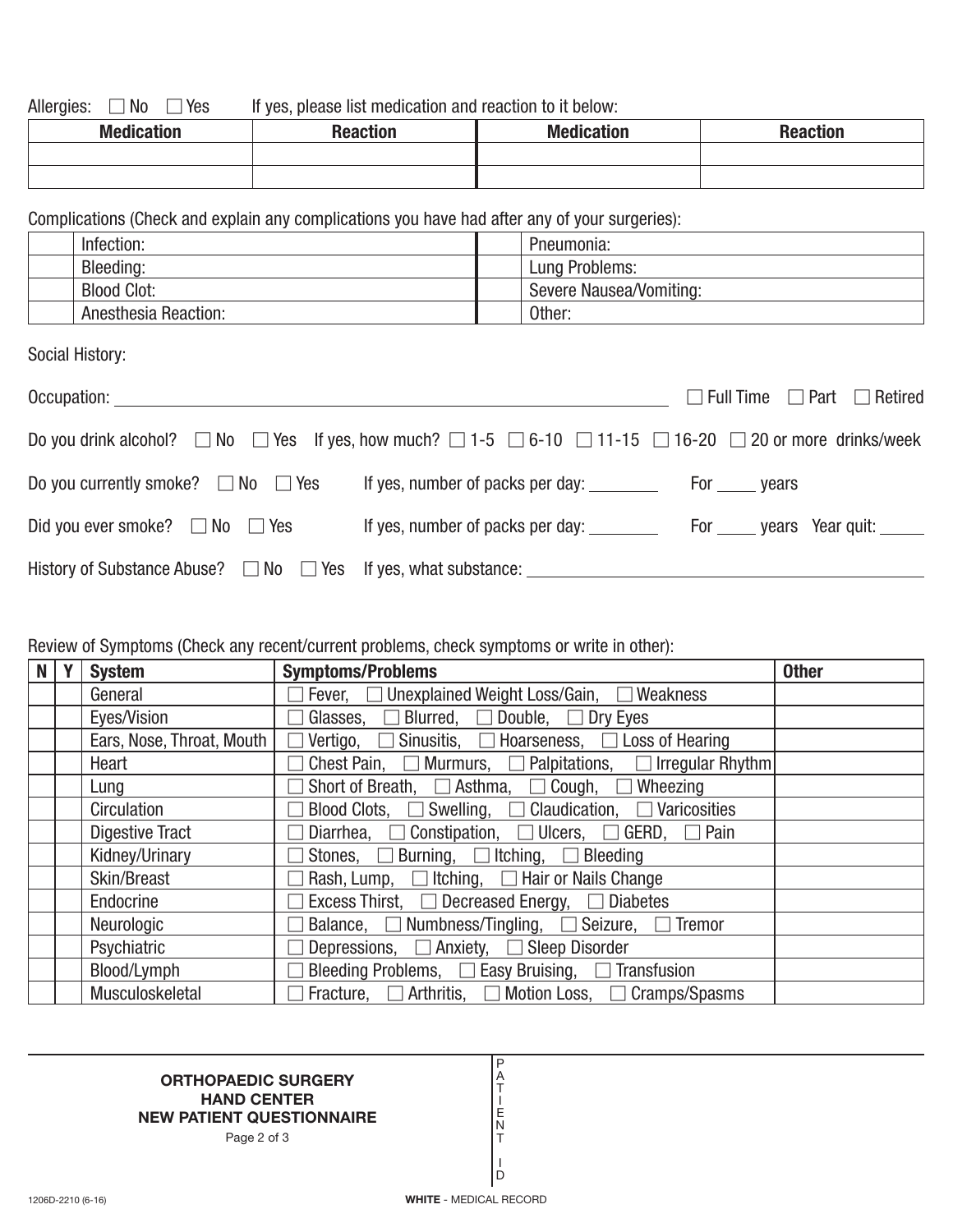Allergies: ☐ No ☐ Yes If yes, please list medication and reaction to it below:

| Medication | Reaction | Medication | Reaction |
|---|---|---|---|
| | | | |
| | | | |

Complications (Check and explain any complications you have had after any of your surgeries):

| | | | |
|---|---|---|---|
| | Infection: | | Pneumonia: |
| | Bleeding: | | Lung Problems: |
| | Blood Clot: | | Severe Nausea/Vomiting: |
| | Anesthesia Reaction: | | Other: |

Social History:

Occupation: ______________________________ ☐ Full Time ☐ Part ☐ Retired

Do you drink alcohol? ☐ No ☐ Yes If yes, how much? ☐ 1-5 ☐ 6-10 ☐ 11-15 ☐ 16-20 ☐ 20 or more drinks/week

Do you currently smoke? ☐ No ☐ Yes If yes, number of packs per day: ________ For _____ years

Did you ever smoke? ☐ No ☐ Yes If yes, number of packs per day: ________ For _____ years Year quit: _____

History of Substance Abuse? ☐ No ☐ Yes If yes, what substance: ______________________________

Review of Symptoms (Check any recent/current problems, check symptoms or write in other):

| N | Y | System | Symptoms/Problems | Other |
|---|---|---|---|---|
| | | General | ☐ Fever, ☐ Unexplained Weight Loss/Gain, ☐ Weakness | |
| | | Eyes/Vision | ☐ Glasses, ☐ Blurred, ☐ Double, ☐ Dry Eyes | |
| | | Ears, Nose, Throat, Mouth | ☐ Vertigo, ☐ Sinusitis, ☐ Hoarseness, ☐ Loss of Hearing | |
| | | Heart | ☐ Chest Pain, ☐ Murmurs, ☐ Palpitations, ☐ Irregular Rhythm | |
| | | Lung | ☐ Short of Breath, ☐ Asthma, ☐ Cough, ☐ Wheezing | |
| | | Circulation | ☐ Blood Clots, ☐ Swelling, ☐ Claudication, ☐ Varicosities | |
| | | Digestive Tract | ☐ Diarrhea, ☐ Constipation, ☐ Ulcers, ☐ GERD, ☐ Pain | |
| | | Kidney/Urinary | ☐ Stones, ☐ Burning, ☐ Itching, ☐ Bleeding | |
| | | Skin/Breast | ☐ Rash, Lump, ☐ Itching, ☐ Hair or Nails Change | |
| | | Endocrine | ☐ Excess Thirst, ☐ Decreased Energy, ☐ Diabetes | |
| | | Neurologic | ☐ Balance, ☐ Numbness/Tingling, ☐ Seizure, ☐ Tremor | |
| | | Psychiatric | ☐ Depressions, ☐ Anxiety, ☐ Sleep Disorder | |
| | | Blood/Lymph | ☐ Bleeding Problems, ☐ Easy Bruising, ☐ Transfusion | |
| | | Musculoskeletal | ☐ Fracture, ☐ Arthritis, ☐ Motion Loss, ☐ Cramps/Spasms | |

**ORTHOPAEDIC SURGERY**
**HAND CENTER**
**NEW PATIENT QUESTIONNAIRE**

PATIENT ID

1206D-2210 (6-16)

**WHITE** - MEDICAL RECORD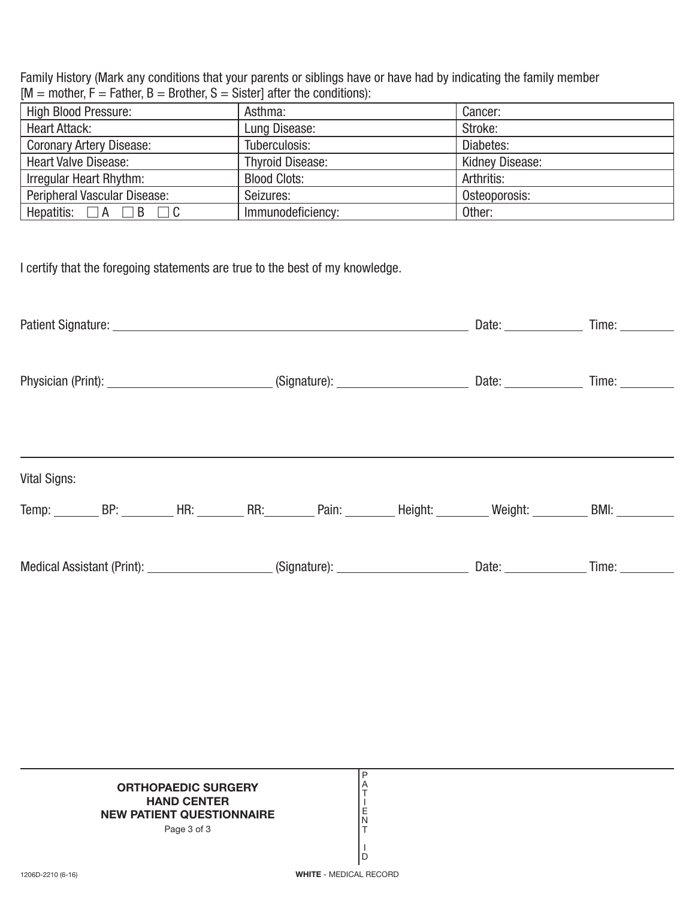Family History (Mark any conditions that your parents or siblings have or have had by indicating the family member [M = mother, F = Father, B = Brother, S = Sister] after the conditions):

| | | |
|---|---|---|
| High Blood Pressure: | Asthma: | Cancer: |
| Heart Attack: | Lung Disease: | Stroke: |
| Coronary Artery Disease: | Tuberculosis: | Diabetes: |
| Heart Valve Disease: | Thyroid Disease: | Kidney Disease: |
| Irregular Heart Rhythm: | Blood Clots: | Arthritis: |
| Peripheral Vascular Disease: | Seizures: | Osteoporosis: |
| Hepatitis: ☐ A ☐ B ☐ C | Immunodeficiency: | Other: |

I certify that the foregoing statements are true to the best of my knowledge.

Patient Signature: ______________________________ Date: __________ Time: ________

Physician (Print): ____________________ (Signature): ____________________ Date: __________ Time: ________

---

Vital Signs:

Temp: ______ BP: ______ HR: ______ RR: ______ Pain: ______ Height: ______ Weight: ______ BMI: ______

Medical Assistant (Print): ____________________ (Signature): ____________________ Date: __________ Time: ________

---

**ORTHOPAEDIC SURGERY**
**HAND CENTER**
**NEW PATIENT QUESTIONNAIRE**

PATIENT ID

1206D-2210 (6-16)

**WHITE** - MEDICAL RECORD